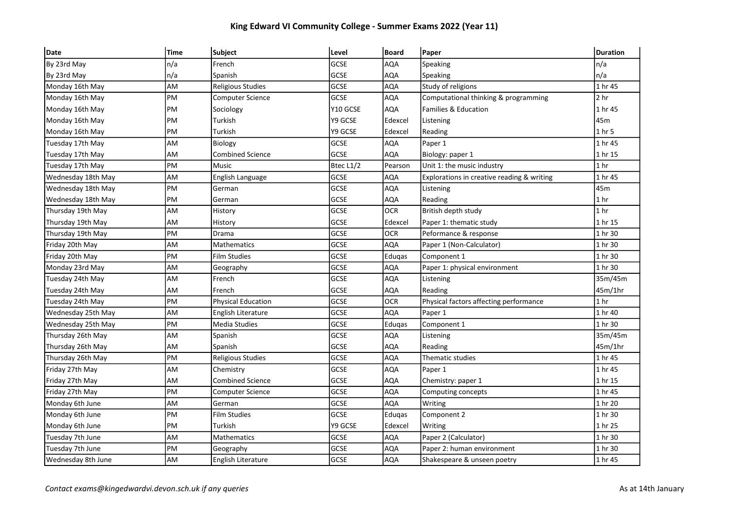# King Edward VI Community College - Summer Exams 2022 (Year 11)

| Date | Time | Subject | Level | Board | Paper | Duration |
|---|---|---|---|---|---|---|
| By 23rd May | n/a | French | GCSE | AQA | Speaking | n/a |
| By 23rd May | n/a | Spanish | GCSE | AQA | Speaking | n/a |
| Monday 16th May | AM | Religious Studies | GCSE | AQA | Study of religions | 1 hr 45 |
| Monday 16th May | PM | Computer Science | GCSE | AQA | Computational thinking & programming | 2 hr |
| Monday 16th May | PM | Sociology | Y10 GCSE | AQA | Families & Education | 1 hr 45 |
| Monday 16th May | PM | Turkish | Y9 GCSE | Edexcel | Listening | 45m |
| Monday 16th May | PM | Turkish | Y9 GCSE | Edexcel | Reading | 1 hr 5 |
| Tuesday 17th May | AM | Biology | GCSE | AQA | Paper 1 | 1 hr 45 |
| Tuesday 17th May | AM | Combined Science | GCSE | AQA | Biology: paper 1 | 1 hr 15 |
| Tuesday 17th May | PM | Music | Btec L1/2 | Pearson | Unit 1: the music industry | 1 hr |
| Wednesday 18th May | AM | English Language | GCSE | AQA | Explorations in creative reading & writing | 1 hr 45 |
| Wednesday 18th May | PM | German | GCSE | AQA | Listening | 45m |
| Wednesday 18th May | PM | German | GCSE | AQA | Reading | 1 hr |
| Thursday 19th May | AM | History | GCSE | OCR | British depth study | 1 hr |
| Thursday 19th May | AM | History | GCSE | Edexcel | Paper 1: thematic study | 1 hr 15 |
| Thursday 19th May | PM | Drama | GCSE | OCR | Peformance & response | 1 hr 30 |
| Friday 20th May | AM | Mathematics | GCSE | AQA | Paper 1 (Non-Calculator) | 1 hr 30 |
| Friday 20th May | PM | Film Studies | GCSE | Eduqas | Component 1 | 1 hr 30 |
| Monday 23rd May | AM | Geography | GCSE | AQA | Paper 1: physical environment | 1 hr 30 |
| Tuesday 24th May | AM | French | GCSE | AQA | Listening | 35m/45m |
| Tuesday 24th May | AM | French | GCSE | AQA | Reading | 45m/1hr |
| Tuesday 24th May | PM | Physical Education | GCSE | OCR | Physical factors affecting performance | 1 hr |
| Wednesday 25th May | AM | English Literature | GCSE | AQA | Paper 1 | 1 hr 40 |
| Wednesday 25th May | PM | Media Studies | GCSE | Eduqas | Component 1 | 1 hr 30 |
| Thursday 26th May | AM | Spanish | GCSE | AQA | Listening | 35m/45m |
| Thursday 26th May | AM | Spanish | GCSE | AQA | Reading | 45m/1hr |
| Thursday 26th May | PM | Religious Studies | GCSE | AQA | Thematic studies | 1 hr 45 |
| Friday 27th May | AM | Chemistry | GCSE | AQA | Paper 1 | 1 hr 45 |
| Friday 27th May | AM | Combined Science | GCSE | AQA | Chemistry: paper 1 | 1 hr 15 |
| Friday 27th May | PM | Computer Science | GCSE | AQA | Computing concepts | 1 hr 45 |
| Monday 6th June | AM | German | GCSE | AQA | Writing | 1 hr 20 |
| Monday 6th June | PM | Film Studies | GCSE | Eduqas | Component 2 | 1 hr 30 |
| Monday 6th June | PM | Turkish | Y9 GCSE | Edexcel | Writing | 1 hr 25 |
| Tuesday 7th June | AM | Mathematics | GCSE | AQA | Paper 2 (Calculator) | 1 hr 30 |
| Tuesday 7th June | PM | Geography | GCSE | AQA | Paper 2: human environment | 1 hr 30 |
| Wednesday 8th June | AM | English Literature | GCSE | AQA | Shakespeare & unseen poetry | 1 hr 45 |

*Contact exams@kingedwardvi.devon.sch.uk if any queries*

As at 14th January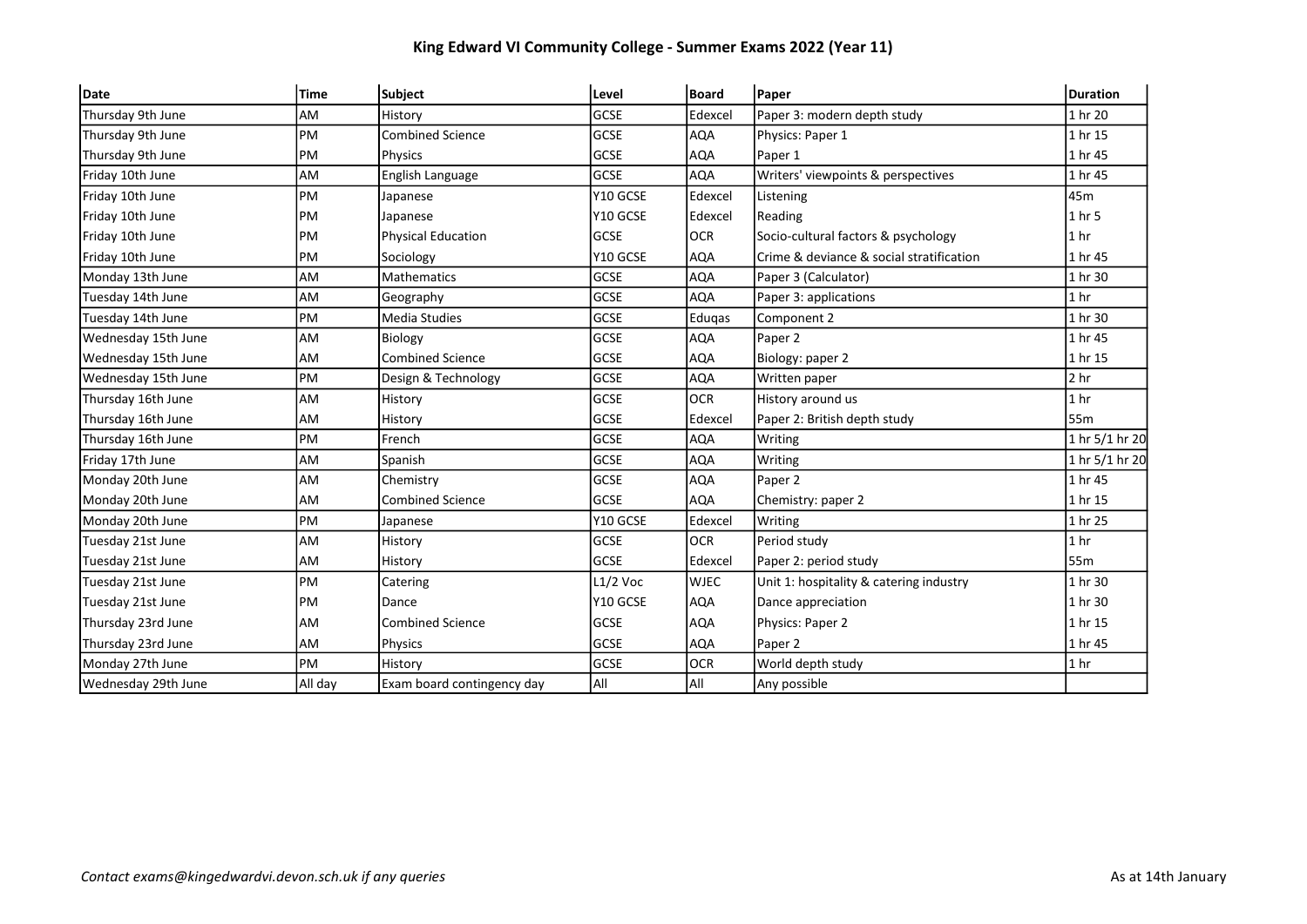# King Edward VI Community College - Summer Exams 2022 (Year 11)

| Date | Time | Subject | Level | Board | Paper | Duration |
|---|---|---|---|---|---|---|
| Thursday 9th June | AM | History | GCSE | Edexcel | Paper 3: modern depth study | 1 hr 20 |
| Thursday 9th June | PM | Combined Science | GCSE | AQA | Physics: Paper 1 | 1 hr 15 |
| Thursday 9th June | PM | Physics | GCSE | AQA | Paper 1 | 1 hr 45 |
| Friday 10th June | AM | English Language | GCSE | AQA | Writers' viewpoints & perspectives | 1 hr 45 |
| Friday 10th June | PM | Japanese | Y10 GCSE | Edexcel | Listening | 45m |
| Friday 10th June | PM | Japanese | Y10 GCSE | Edexcel | Reading | 1 hr 5 |
| Friday 10th June | PM | Physical Education | GCSE | OCR | Socio-cultural factors & psychology | 1 hr |
| Friday 10th June | PM | Sociology | Y10 GCSE | AQA | Crime & deviance & social stratification | 1 hr 45 |
| Monday 13th June | AM | Mathematics | GCSE | AQA | Paper 3 (Calculator) | 1 hr 30 |
| Tuesday 14th June | AM | Geography | GCSE | AQA | Paper 3: applications | 1 hr |
| Tuesday 14th June | PM | Media Studies | GCSE | Eduqas | Component 2 | 1 hr 30 |
| Wednesday 15th June | AM | Biology | GCSE | AQA | Paper 2 | 1 hr 45 |
| Wednesday 15th June | AM | Combined Science | GCSE | AQA | Biology: paper 2 | 1 hr 15 |
| Wednesday 15th June | PM | Design & Technology | GCSE | AQA | Written paper | 2 hr |
| Thursday 16th June | AM | History | GCSE | OCR | History around us | 1 hr |
| Thursday 16th June | AM | History | GCSE | Edexcel | Paper 2: British depth study | 55m |
| Thursday 16th June | PM | French | GCSE | AQA | Writing | 1 hr 5/1 hr 20 |
| Friday 17th June | AM | Spanish | GCSE | AQA | Writing | 1 hr 5/1 hr 20 |
| Monday 20th June | AM | Chemistry | GCSE | AQA | Paper 2 | 1 hr 45 |
| Monday 20th June | AM | Combined Science | GCSE | AQA | Chemistry: paper 2 | 1 hr 15 |
| Monday 20th June | PM | Japanese | Y10 GCSE | Edexcel | Writing | 1 hr 25 |
| Tuesday 21st June | AM | History | GCSE | OCR | Period study | 1 hr |
| Tuesday 21st June | AM | History | GCSE | Edexcel | Paper 2: period study | 55m |
| Tuesday 21st June | PM | Catering | L1/2 Voc | WJEC | Unit 1: hospitality & catering industry | 1 hr 30 |
| Tuesday 21st June | PM | Dance | Y10 GCSE | AQA | Dance appreciation | 1 hr 30 |
| Thursday 23rd June | AM | Combined Science | GCSE | AQA | Physics: Paper 2 | 1 hr 15 |
| Thursday 23rd June | AM | Physics | GCSE | AQA | Paper 2 | 1 hr 45 |
| Monday 27th June | PM | History | GCSE | OCR | World depth study | 1 hr |
| Wednesday 29th June | All day | Exam board contingency day | All | All | Any possible | |

*Contact exams@kingedwardvi.devon.sch.uk if any queries*

As at 14th January